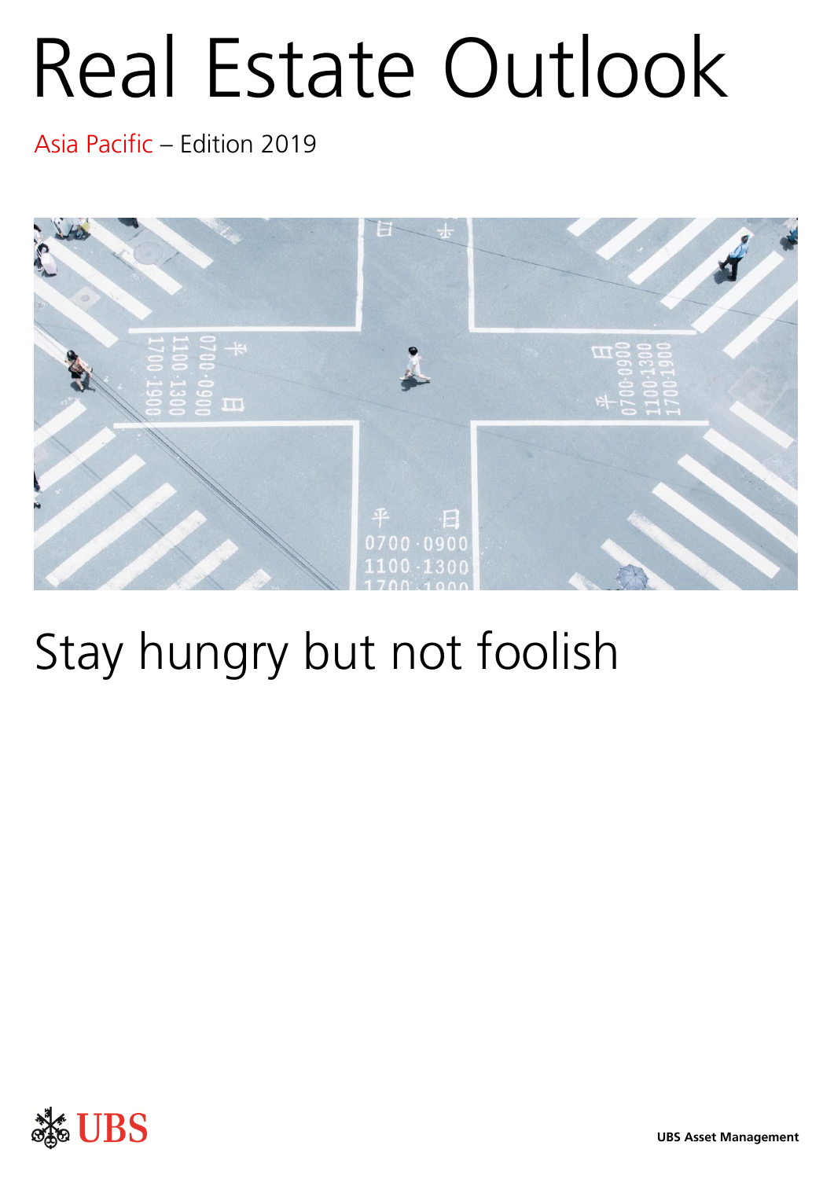# Real Estate Outlook

Asia Pacific – Edition 2019

## Stay hungry but not foolish

UBS Asset Management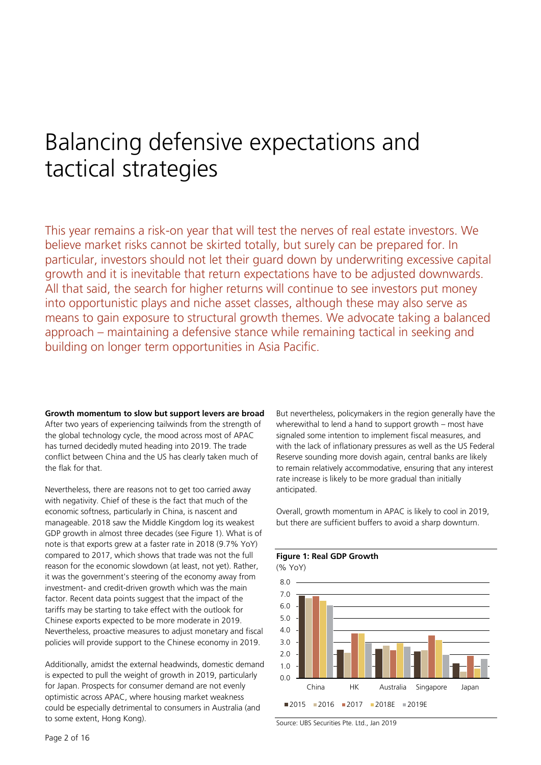# Balancing defensive expectations and tactical strategies

This year remains a risk-on year that will test the nerves of real estate investors. We believe market risks cannot be skirted totally, but surely can be prepared for. In particular, investors should not let their guard down by underwriting excessive capital growth and it is inevitable that return expectations have to be adjusted downwards. All that said, the search for higher returns will continue to see investors put money into opportunistic plays and niche asset classes, although these may also serve as means to gain exposure to structural growth themes. We advocate taking a balanced approach – maintaining a defensive stance while remaining tactical in seeking and building on longer term opportunities in Asia Pacific.

**Growth momentum to slow but support levers are broad**

After two years of experiencing tailwinds from the strength of the global technology cycle, the mood across most of APAC has turned decidedly muted heading into 2019. The trade conflict between China and the US has clearly taken much of the flak for that.

Nevertheless, there are reasons not to get too carried away with negativity. Chief of these is the fact that much of the economic softness, particularly in China, is nascent and manageable. 2018 saw the Middle Kingdom log its weakest GDP growth in almost three decades (see Figure 1). What is of note is that exports grew at a faster rate in 2018 (9.7% YoY) compared to 2017, which shows that trade was not the full reason for the economic slowdown (at least, not yet). Rather, it was the government's steering of the economy away from investment- and credit-driven growth which was the main factor. Recent data points suggest that the impact of the tariffs may be starting to take effect with the outlook for Chinese exports expected to be more moderate in 2019. Nevertheless, proactive measures to adjust monetary and fiscal policies will provide support to the Chinese economy in 2019.

Additionally, amidst the external headwinds, domestic demand is expected to pull the weight of growth in 2019, particularly for Japan. Prospects for consumer demand are not evenly optimistic across APAC, where housing market weakness could be especially detrimental to consumers in Australia (and to some extent, Hong Kong).

But nevertheless, policymakers in the region generally have the wherewithal to lend a hand to support growth – most have signaled some intention to implement fiscal measures, and with the lack of inflationary pressures as well as the US Federal Reserve sounding more dovish again, central banks are likely to remain relatively accommodative, ensuring that any interest rate increase is likely to be more gradual than initially anticipated.

Overall, growth momentum in APAC is likely to cool in 2019, but there are sufficient buffers to avoid a sharp downturn.

**Figure 1: Real GDP Growth**

(% YoY)

| | 2015 | 2016 | 2017 | 2018E | 2019E |
|---|---|---|---|---|---|
| China | 6.9 | 6.7 | 6.8 | 6.5 | 6.1 |
| HK | 2.4 | 2.2 | 3.8 | 3.8 | 3.0 |
| Australia | 2.5 | 2.8 | 2.4 | 3.0 | 2.7 |
| Singapore | 2.3 | 2.4 | 3.6 | 3.2 | 2.0 |
| Japan | 1.3 | 0.6 | 1.9 | 0.8 | 1.6 |

Source: UBS Securities Pte. Ltd., Jan 2019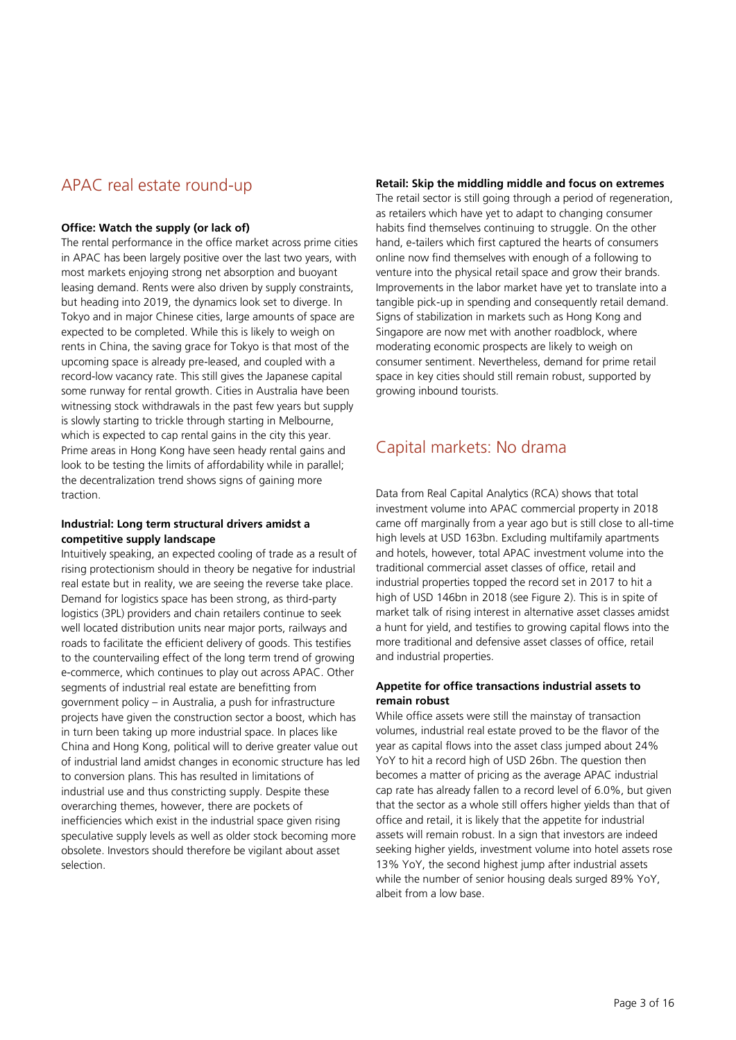## APAC real estate round-up

**Office: Watch the supply (or lack of)**

The rental performance in the office market across prime cities in APAC has been largely positive over the last two years, with most markets enjoying strong net absorption and buoyant leasing demand. Rents were also driven by supply constraints, but heading into 2019, the dynamics look set to diverge. In Tokyo and in major Chinese cities, large amounts of space are expected to be completed. While this is likely to weigh on rents in China, the saving grace for Tokyo is that most of the upcoming space is already pre-leased, and coupled with a record-low vacancy rate. This still gives the Japanese capital some runway for rental growth. Cities in Australia have been witnessing stock withdrawals in the past few years but supply is slowly starting to trickle through starting in Melbourne, which is expected to cap rental gains in the city this year. Prime areas in Hong Kong have seen heady rental gains and look to be testing the limits of affordability while in parallel; the decentralization trend shows signs of gaining more traction.

**Industrial: Long term structural drivers amidst a competitive supply landscape**

Intuitively speaking, an expected cooling of trade as a result of rising protectionism should in theory be negative for industrial real estate but in reality, we are seeing the reverse take place. Demand for logistics space has been strong, as third-party logistics (3PL) providers and chain retailers continue to seek well located distribution units near major ports, railways and roads to facilitate the efficient delivery of goods. This testifies to the countervailing effect of the long term trend of growing e-commerce, which continues to play out across APAC. Other segments of industrial real estate are benefitting from government policy – in Australia, a push for infrastructure projects have given the construction sector a boost, which has in turn been taking up more industrial space. In places like China and Hong Kong, political will to derive greater value out of industrial land amidst changes in economic structure has led to conversion plans. This has resulted in limitations of industrial use and thus constricting supply. Despite these overarching themes, however, there are pockets of inefficiencies which exist in the industrial space given rising speculative supply levels as well as older stock becoming more obsolete. Investors should therefore be vigilant about asset selection.

**Retail: Skip the middling middle and focus on extremes**

The retail sector is still going through a period of regeneration, as retailers which have yet to adapt to changing consumer habits find themselves continuing to struggle. On the other hand, e-tailers which first captured the hearts of consumers online now find themselves with enough of a following to venture into the physical retail space and grow their brands. Improvements in the labor market have yet to translate into a tangible pick-up in spending and consequently retail demand. Signs of stabilization in markets such as Hong Kong and Singapore are now met with another roadblock, where moderating economic prospects are likely to weigh on consumer sentiment. Nevertheless, demand for prime retail space in key cities should still remain robust, supported by growing inbound tourists.

## Capital markets: No drama

Data from Real Capital Analytics (RCA) shows that total investment volume into APAC commercial property in 2018 came off marginally from a year ago but is still close to all-time high levels at USD 163bn. Excluding multifamily apartments and hotels, however, total APAC investment volume into the traditional commercial asset classes of office, retail and industrial properties topped the record set in 2017 to hit a high of USD 146bn in 2018 (see Figure 2). This is in spite of market talk of rising interest in alternative asset classes amidst a hunt for yield, and testifies to growing capital flows into the more traditional and defensive asset classes of office, retail and industrial properties.

**Appetite for office transactions industrial assets to remain robust**

While office assets were still the mainstay of transaction volumes, industrial real estate proved to be the flavor of the year as capital flows into the asset class jumped about 24% YoY to hit a record high of USD 26bn. The question then becomes a matter of pricing as the average APAC industrial cap rate has already fallen to a record level of 6.0%, but given that the sector as a whole still offers higher yields than that of office and retail, it is likely that the appetite for industrial assets will remain robust. In a sign that investors are indeed seeking higher yields, investment volume into hotel assets rose 13% YoY, the second highest jump after industrial assets while the number of senior housing deals surged 89% YoY, albeit from a low base.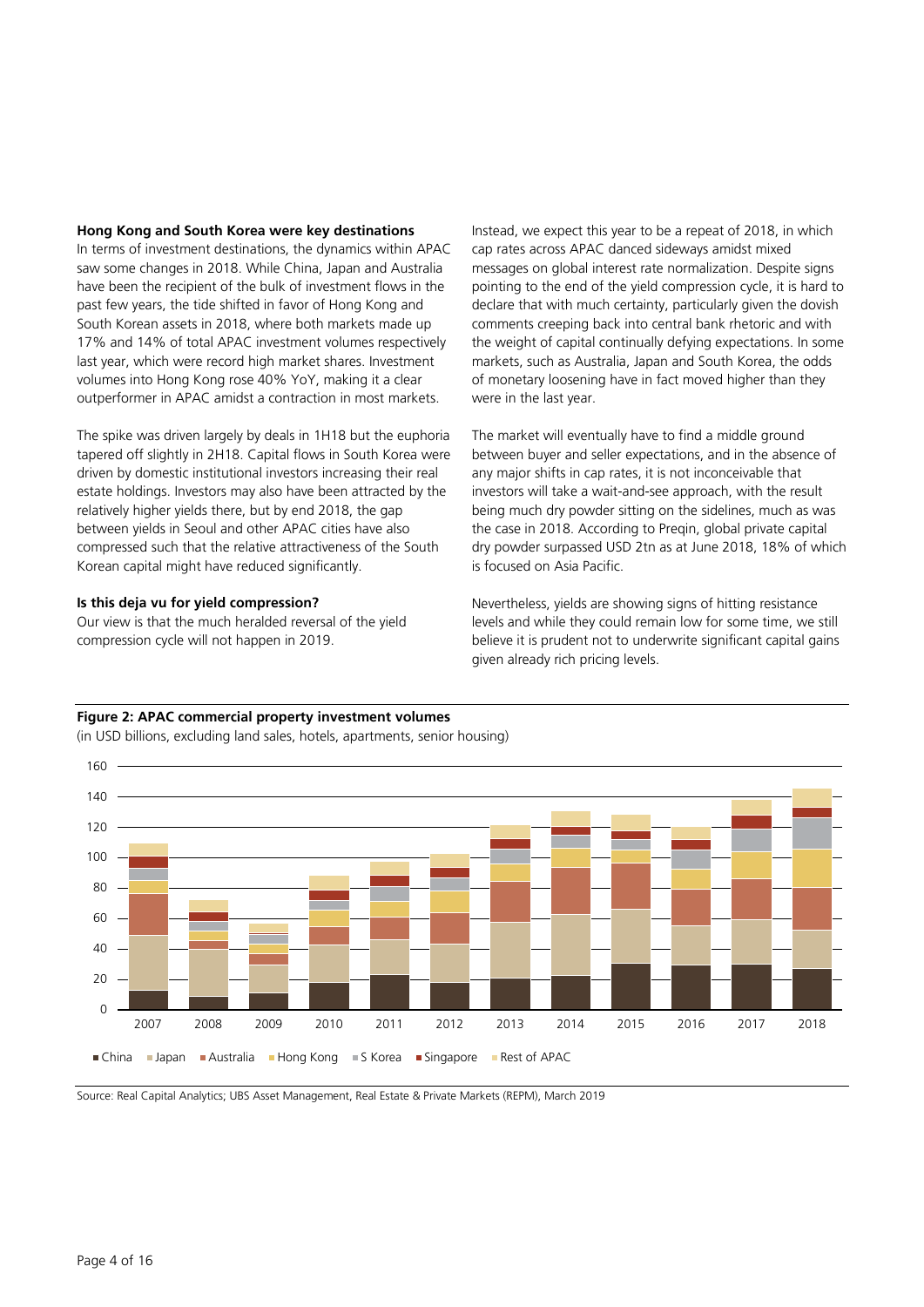### Hong Kong and South Korea were key destinations

In terms of investment destinations, the dynamics within APAC saw some changes in 2018. While China, Japan and Australia have been the recipient of the bulk of investment flows in the past few years, the tide shifted in favor of Hong Kong and South Korean assets in 2018, where both markets made up 17% and 14% of total APAC investment volumes respectively last year, which were record high market shares. Investment volumes into Hong Kong rose 40% YoY, making it a clear outperformer in APAC amidst a contraction in most markets.

The spike was driven largely by deals in 1H18 but the euphoria tapered off slightly in 2H18. Capital flows in South Korea were driven by domestic institutional investors increasing their real estate holdings. Investors may also have been attracted by the relatively higher yields there, but by end 2018, the gap between yields in Seoul and other APAC cities have also compressed such that the relative attractiveness of the South Korean capital might have reduced significantly.

### Is this deja vu for yield compression?

Our view is that the much heralded reversal of the yield compression cycle will not happen in 2019.

Instead, we expect this year to be a repeat of 2018, in which cap rates across APAC danced sideways amidst mixed messages on global interest rate normalization. Despite signs pointing to the end of the yield compression cycle, it is hard to declare that with much certainty, particularly given the dovish comments creeping back into central bank rhetoric and with the weight of capital continually defying expectations. In some markets, such as Australia, Japan and South Korea, the odds of monetary loosening have in fact moved higher than they were in the last year.

The market will eventually have to find a middle ground between buyer and seller expectations, and in the absence of any major shifts in cap rates, it is not inconceivable that investors will take a wait-and-see approach, with the result being much dry powder sitting on the sidelines, much as was the case in 2018. According to Preqin, global private capital dry powder surpassed USD 2tn as at June 2018, 18% of which is focused on Asia Pacific.

Nevertheless, yields are showing signs of hitting resistance levels and while they could remain low for some time, we still believe it is prudent not to underwrite significant capital gains given already rich pricing levels.

**Figure 2: APAC commercial property investment volumes**

(in USD billions, excluding land sales, hotels, apartments, senior housing)

Source: Real Capital Analytics; UBS Asset Management, Real Estate & Private Markets (REPM), March 2019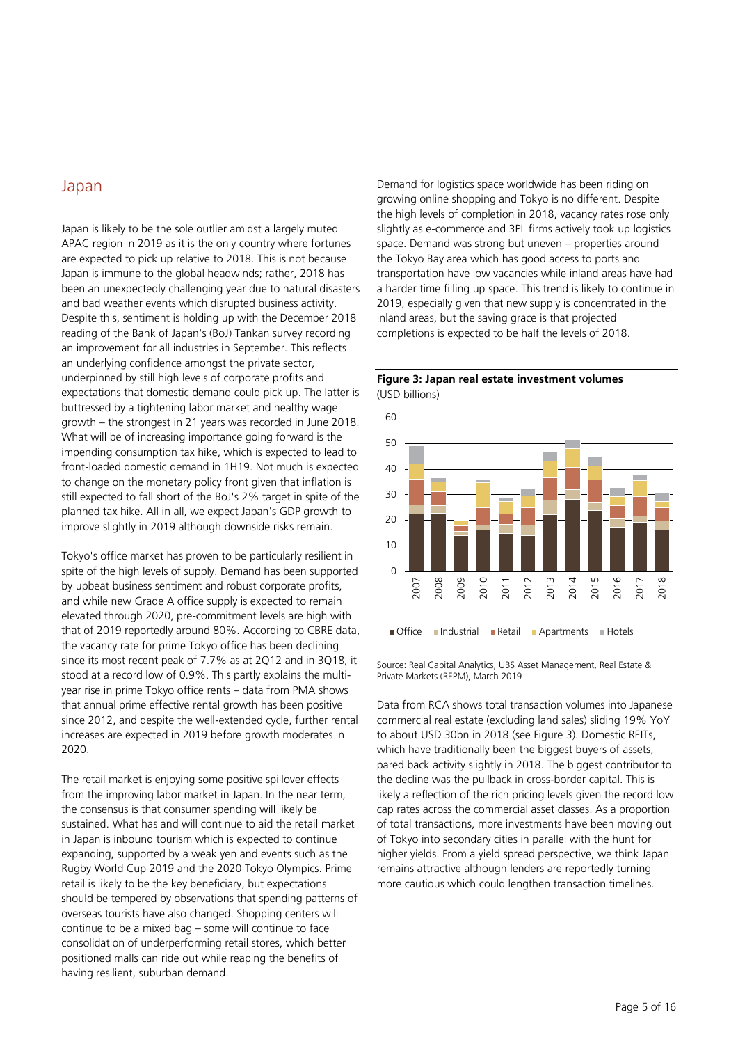## Japan

Japan is likely to be the sole outlier amidst a largely muted APAC region in 2019 as it is the only country where fortunes are expected to pick up relative to 2018. This is not because Japan is immune to the global headwinds; rather, 2018 has been an unexpectedly challenging year due to natural disasters and bad weather events which disrupted business activity. Despite this, sentiment is holding up with the December 2018 reading of the Bank of Japan's (BoJ) Tankan survey recording an improvement for all industries in September. This reflects an underlying confidence amongst the private sector, underpinned by still high levels of corporate profits and expectations that domestic demand could pick up. The latter is buttressed by a tightening labor market and healthy wage growth – the strongest in 21 years was recorded in June 2018. What will be of increasing importance going forward is the impending consumption tax hike, which is expected to lead to front-loaded domestic demand in 1H19. Not much is expected to change on the monetary policy front given that inflation is still expected to fall short of the BoJ's 2% target in spite of the planned tax hike. All in all, we expect Japan's GDP growth to improve slightly in 2019 although downside risks remain.

Tokyo's office market has proven to be particularly resilient in spite of the high levels of supply. Demand has been supported by upbeat business sentiment and robust corporate profits, and while new Grade A office supply is expected to remain elevated through 2020, pre-commitment levels are high with that of 2019 reportedly around 80%. According to CBRE data, the vacancy rate for prime Tokyo office has been declining since its most recent peak of 7.7% as at 2Q12 and in 3Q18, it stood at a record low of 0.9%. This partly explains the multi-year rise in prime Tokyo office rents – data from PMA shows that annual prime effective rental growth has been positive since 2012, and despite the well-extended cycle, further rental increases are expected in 2019 before growth moderates in 2020.

The retail market is enjoying some positive spillover effects from the improving labor market in Japan. In the near term, the consensus is that consumer spending will likely be sustained. What has and will continue to aid the retail market in Japan is inbound tourism which is expected to continue expanding, supported by a weak yen and events such as the Rugby World Cup 2019 and the 2020 Tokyo Olympics. Prime retail is likely to be the key beneficiary, but expectations should be tempered by observations that spending patterns of overseas tourists have also changed. Shopping centers will continue to be a mixed bag – some will continue to face consolidation of underperforming retail stores, which better positioned malls can ride out while reaping the benefits of having resilient, suburban demand.

Demand for logistics space worldwide has been riding on growing online shopping and Tokyo is no different. Despite the high levels of completion in 2018, vacancy rates rose only slightly as e-commerce and 3PL firms actively took up logistics space. Demand was strong but uneven – properties around the Tokyo Bay area which has good access to ports and transportation have low vacancies while inland areas have had a harder time filling up space. This trend is likely to continue in 2019, especially given that new supply is concentrated in the inland areas, but the saving grace is that projected completions is expected to be half the levels of 2018.

**Figure 3: Japan real estate investment volumes**
(USD billions)

Source: Real Capital Analytics, UBS Asset Management, Real Estate & Private Markets (REPM), March 2019

Data from RCA shows total transaction volumes into Japanese commercial real estate (excluding land sales) sliding 19% YoY to about USD 30bn in 2018 (see Figure 3). Domestic REITs, which have traditionally been the biggest buyers of assets, pared back activity slightly in 2018. The biggest contributor to the decline was the pullback in cross-border capital. This is likely a reflection of the rich pricing levels given the record low cap rates across the commercial asset classes. As a proportion of total transactions, more investments have been moving out of Tokyo into secondary cities in parallel with the hunt for higher yields. From a yield spread perspective, we think Japan remains attractive although lenders are reportedly turning more cautious which could lengthen transaction timelines.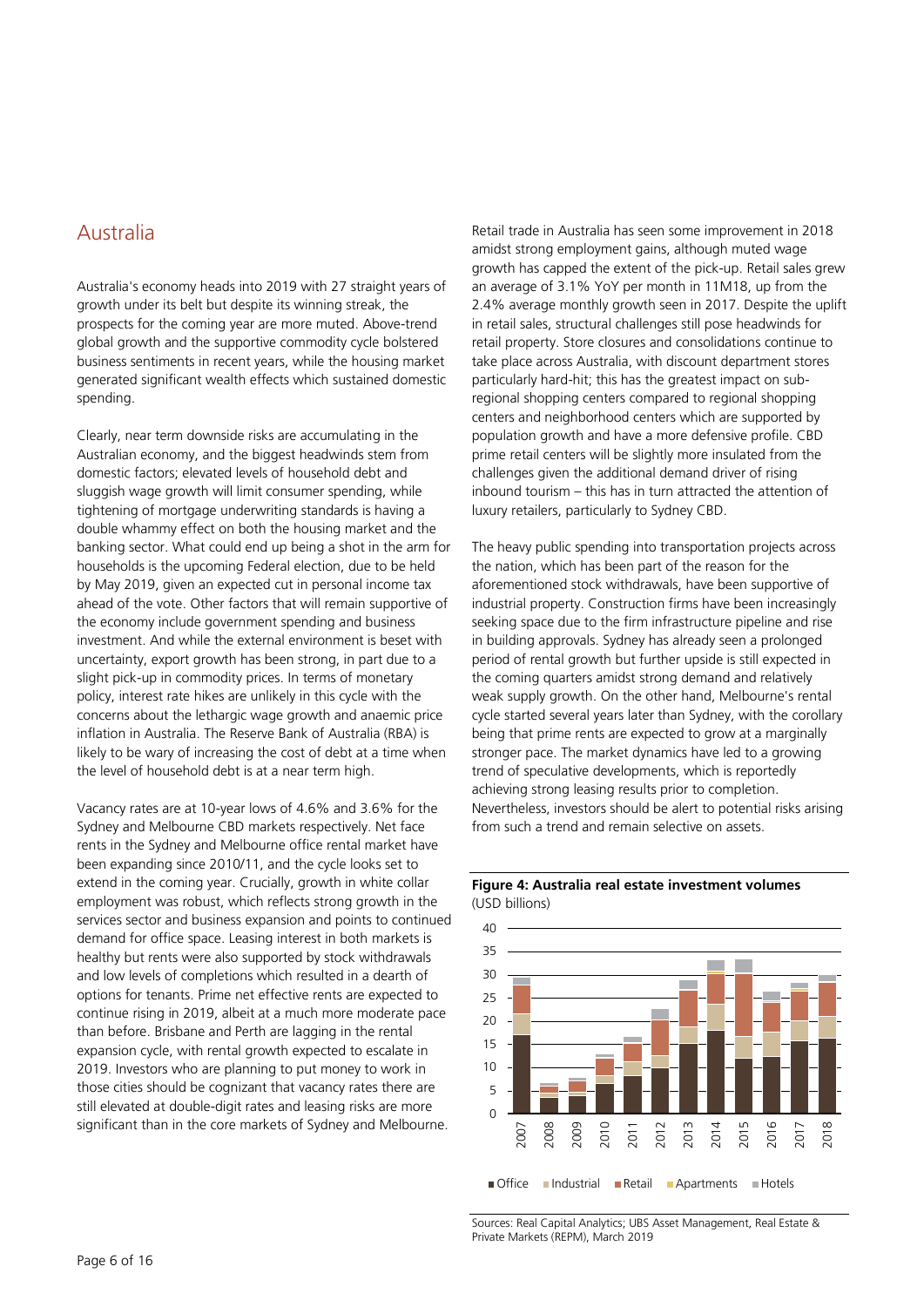## Australia

Australia's economy heads into 2019 with 27 straight years of growth under its belt but despite its winning streak, the prospects for the coming year are more muted. Above-trend global growth and the supportive commodity cycle bolstered business sentiments in recent years, while the housing market generated significant wealth effects which sustained domestic spending.

Clearly, near term downside risks are accumulating in the Australian economy, and the biggest headwinds stem from domestic factors; elevated levels of household debt and sluggish wage growth will limit consumer spending, while tightening of mortgage underwriting standards is having a double whammy effect on both the housing market and the banking sector. What could end up being a shot in the arm for households is the upcoming Federal election, due to be held by May 2019, given an expected cut in personal income tax ahead of the vote. Other factors that will remain supportive of the economy include government spending and business investment. And while the external environment is beset with uncertainty, export growth has been strong, in part due to a slight pick-up in commodity prices. In terms of monetary policy, interest rate hikes are unlikely in this cycle with the concerns about the lethargic wage growth and anaemic price inflation in Australia. The Reserve Bank of Australia (RBA) is likely to be wary of increasing the cost of debt at a time when the level of household debt is at a near term high.

Vacancy rates are at 10-year lows of 4.6% and 3.6% for the Sydney and Melbourne CBD markets respectively. Net face rents in the Sydney and Melbourne office rental market have been expanding since 2010/11, and the cycle looks set to extend in the coming year. Crucially, growth in white collar employment was robust, which reflects strong growth in the services sector and business expansion and points to continued demand for office space. Leasing interest in both markets is healthy but rents were also supported by stock withdrawals and low levels of completions which resulted in a dearth of options for tenants. Prime net effective rents are expected to continue rising in 2019, albeit at a much more moderate pace than before. Brisbane and Perth are lagging in the rental expansion cycle, with rental growth expected to escalate in 2019. Investors who are planning to put money to work in those cities should be cognizant that vacancy rates there are still elevated at double-digit rates and leasing risks are more significant than in the core markets of Sydney and Melbourne.

Retail trade in Australia has seen some improvement in 2018 amidst strong employment gains, although muted wage growth has capped the extent of the pick-up. Retail sales grew an average of 3.1% YoY per month in 11M18, up from the 2.4% average monthly growth seen in 2017. Despite the uplift in retail sales, structural challenges still pose headwinds for retail property. Store closures and consolidations continue to take place across Australia, with discount department stores particularly hard-hit; this has the greatest impact on sub-regional shopping centers compared to regional shopping centers and neighborhood centers which are supported by population growth and have a more defensive profile. CBD prime retail centers will be slightly more insulated from the challenges given the additional demand driver of rising inbound tourism – this has in turn attracted the attention of luxury retailers, particularly to Sydney CBD.

The heavy public spending into transportation projects across the nation, which has been part of the reason for the aforementioned stock withdrawals, have been supportive of industrial property. Construction firms have been increasingly seeking space due to the firm infrastructure pipeline and rise in building approvals. Sydney has already seen a prolonged period of rental growth but further upside is still expected in the coming quarters amidst strong demand and relatively weak supply growth. On the other hand, Melbourne's rental cycle started several years later than Sydney, with the corollary being that prime rents are expected to grow at a marginally stronger pace. The market dynamics have led to a growing trend of speculative developments, which is reportedly achieving strong leasing results prior to completion. Nevertheless, investors should be alert to potential risks arising from such a trend and remain selective on assets.

**Figure 4: Australia real estate investment volumes**
(USD billions)

Legend: Office, Industrial, Retail, Apartments, Hotels (years 2007–2018)

Sources: Real Capital Analytics; UBS Asset Management, Real Estate & Private Markets (REPM), March 2019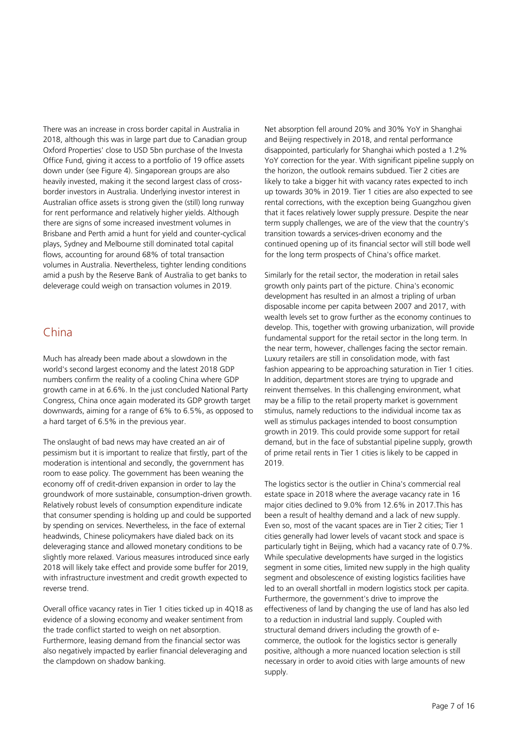There was an increase in cross border capital in Australia in 2018, although this was in large part due to Canadian group Oxford Properties' close to USD 5bn purchase of the Investa Office Fund, giving it access to a portfolio of 19 office assets down under (see Figure 4). Singaporean groups are also heavily invested, making it the second largest class of cross-border investors in Australia. Underlying investor interest in Australian office assets is strong given the (still) long runway for rent performance and relatively higher yields. Although there are signs of some increased investment volumes in Brisbane and Perth amid a hunt for yield and counter-cyclical plays, Sydney and Melbourne still dominated total capital flows, accounting for around 68% of total transaction volumes in Australia. Nevertheless, tighter lending conditions amid a push by the Reserve Bank of Australia to get banks to deleverage could weigh on transaction volumes in 2019.

## China

Much has already been made about a slowdown in the world's second largest economy and the latest 2018 GDP numbers confirm the reality of a cooling China where GDP growth came in at 6.6%. In the just concluded National Party Congress, China once again moderated its GDP growth target downwards, aiming for a range of 6% to 6.5%, as opposed to a hard target of 6.5% in the previous year.

The onslaught of bad news may have created an air of pessimism but it is important to realize that firstly, part of the moderation is intentional and secondly, the government has room to ease policy. The government has been weaning the economy off of credit-driven expansion in order to lay the groundwork of more sustainable, consumption-driven growth. Relatively robust levels of consumption expenditure indicate that consumer spending is holding up and could be supported by spending on services. Nevertheless, in the face of external headwinds, Chinese policymakers have dialed back on its deleveraging stance and allowed monetary conditions to be slightly more relaxed. Various measures introduced since early 2018 will likely take effect and provide some buffer for 2019, with infrastructure investment and credit growth expected to reverse trend.

Overall office vacancy rates in Tier 1 cities ticked up in 4Q18 as evidence of a slowing economy and weaker sentiment from the trade conflict started to weigh on net absorption. Furthermore, leasing demand from the financial sector was also negatively impacted by earlier financial deleveraging and the clampdown on shadow banking.

Net absorption fell around 20% and 30% YoY in Shanghai and Beijing respectively in 2018, and rental performance disappointed, particularly for Shanghai which posted a 1.2% YoY correction for the year. With significant pipeline supply on the horizon, the outlook remains subdued. Tier 2 cities are likely to take a bigger hit with vacancy rates expected to inch up towards 30% in 2019. Tier 1 cities are also expected to see rental corrections, with the exception being Guangzhou given that it faces relatively lower supply pressure. Despite the near term supply challenges, we are of the view that the country's transition towards a services-driven economy and the continued opening up of its financial sector will still bode well for the long term prospects of China's office market.

Similarly for the retail sector, the moderation in retail sales growth only paints part of the picture. China's economic development has resulted in an almost a tripling of urban disposable income per capita between 2007 and 2017, with wealth levels set to grow further as the economy continues to develop. This, together with growing urbanization, will provide fundamental support for the retail sector in the long term. In the near term, however, challenges facing the sector remain. Luxury retailers are still in consolidation mode, with fast fashion appearing to be approaching saturation in Tier 1 cities. In addition, department stores are trying to upgrade and reinvent themselves. In this challenging environment, what may be a fillip to the retail property market is government stimulus, namely reductions to the individual income tax as well as stimulus packages intended to boost consumption growth in 2019. This could provide some support for retail demand, but in the face of substantial pipeline supply, growth of prime retail rents in Tier 1 cities is likely to be capped in 2019.

The logistics sector is the outlier in China's commercial real estate space in 2018 where the average vacancy rate in 16 major cities declined to 9.0% from 12.6% in 2017.This has been a result of healthy demand and a lack of new supply. Even so, most of the vacant spaces are in Tier 2 cities; Tier 1 cities generally had lower levels of vacant stock and space is particularly tight in Beijing, which had a vacancy rate of 0.7%. While speculative developments have surged in the logistics segment in some cities, limited new supply in the high quality segment and obsolescence of existing logistics facilities have led to an overall shortfall in modern logistics stock per capita. Furthermore, the government's drive to improve the effectiveness of land by changing the use of land has also led to a reduction in industrial land supply. Coupled with structural demand drivers including the growth of e-commerce, the outlook for the logistics sector is generally positive, although a more nuanced location selection is still necessary in order to avoid cities with large amounts of new supply.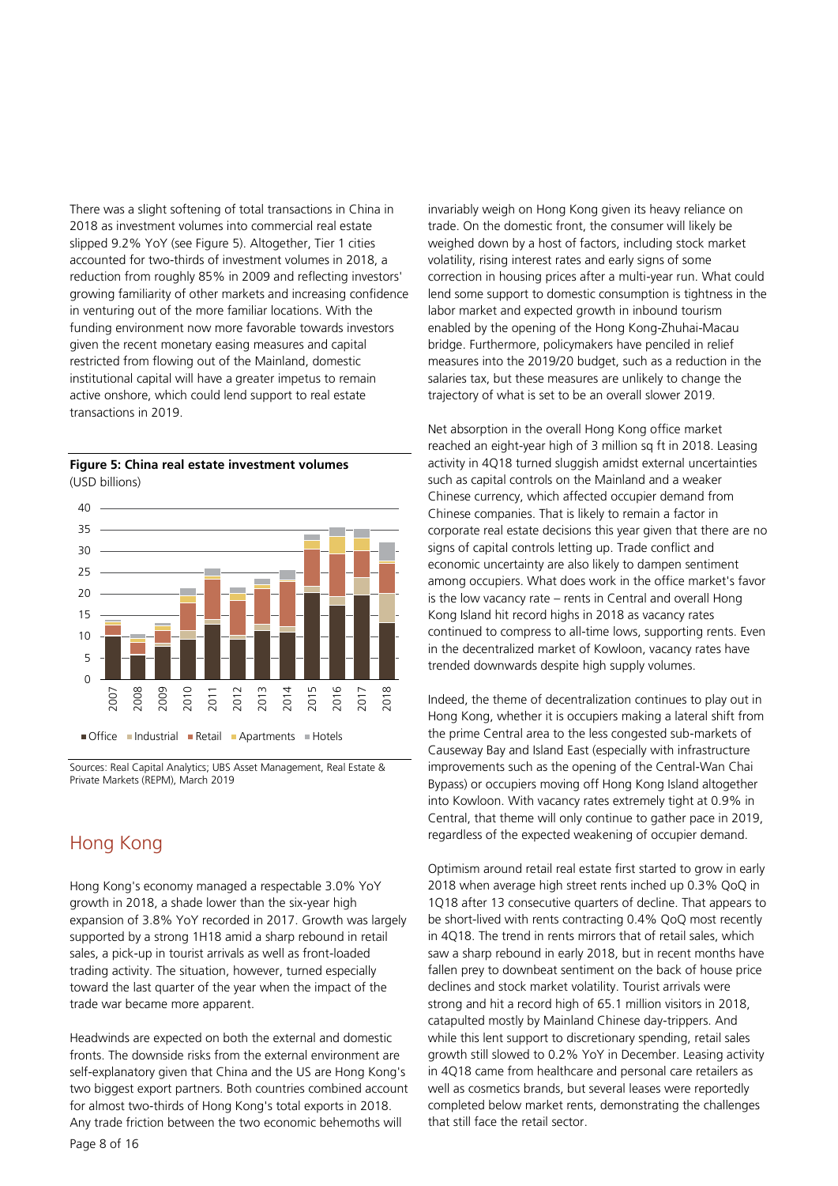There was a slight softening of total transactions in China in 2018 as investment volumes into commercial real estate slipped 9.2% YoY (see Figure 5). Altogether, Tier 1 cities accounted for two-thirds of investment volumes in 2018, a reduction from roughly 85% in 2009 and reflecting investors' growing familiarity of other markets and increasing confidence in venturing out of the more familiar locations. With the funding environment now more favorable towards investors given the recent monetary easing measures and capital restricted from flowing out of the Mainland, domestic institutional capital will have a greater impetus to remain active onshore, which could lend support to real estate transactions in 2019.

**Figure 5: China real estate investment volumes**
(USD billions)

■ Office ■ Industrial ■ Retail ■ Apartments ■ Hotels

Sources: Real Capital Analytics; UBS Asset Management, Real Estate & Private Markets (REPM), March 2019

## Hong Kong

Hong Kong's economy managed a respectable 3.0% YoY growth in 2018, a shade lower than the six-year high expansion of 3.8% YoY recorded in 2017. Growth was largely supported by a strong 1H18 amid a sharp rebound in retail sales, a pick-up in tourist arrivals as well as front-loaded trading activity. The situation, however, turned especially toward the last quarter of the year when the impact of the trade war became more apparent.

Headwinds are expected on both the external and domestic fronts. The downside risks from the external environment are self-explanatory given that China and the US are Hong Kong's two biggest export partners. Both countries combined account for almost two-thirds of Hong Kong's total exports in 2018. Any trade friction between the two economic behemoths will invariably weigh on Hong Kong given its heavy reliance on trade. On the domestic front, the consumer will likely be weighed down by a host of factors, including stock market volatility, rising interest rates and early signs of some correction in housing prices after a multi-year run. What could lend some support to domestic consumption is tightness in the labor market and expected growth in inbound tourism enabled by the opening of the Hong Kong-Zhuhai-Macau bridge. Furthermore, policymakers have penciled in relief measures into the 2019/20 budget, such as a reduction in the salaries tax, but these measures are unlikely to change the trajectory of what is set to be an overall slower 2019.

Net absorption in the overall Hong Kong office market reached an eight-year high of 3 million sq ft in 2018. Leasing activity in 4Q18 turned sluggish amidst external uncertainties such as capital controls on the Mainland and a weaker Chinese currency, which affected occupier demand from Chinese companies. That is likely to remain a factor in corporate real estate decisions this year given that there are no signs of capital controls letting up. Trade conflict and economic uncertainty are also likely to dampen sentiment among occupiers. What does work in the office market's favor is the low vacancy rate – rents in Central and overall Hong Kong Island hit record highs in 2018 as vacancy rates continued to compress to all-time lows, supporting rents. Even in the decentralized market of Kowloon, vacancy rates have trended downwards despite high supply volumes.

Indeed, the theme of decentralization continues to play out in Hong Kong, whether it is occupiers making a lateral shift from the prime Central area to the less congested sub-markets of Causeway Bay and Island East (especially with infrastructure improvements such as the opening of the Central-Wan Chai Bypass) or occupiers moving off Hong Kong Island altogether into Kowloon. With vacancy rates extremely tight at 0.9% in Central, that theme will only continue to gather pace in 2019, regardless of the expected weakening of occupier demand.

Optimism around retail real estate first started to grow in early 2018 when average high street rents inched up 0.3% QoQ in 1Q18 after 13 consecutive quarters of decline. That appears to be short-lived with rents contracting 0.4% QoQ most recently in 4Q18. The trend in rents mirrors that of retail sales, which saw a sharp rebound in early 2018, but in recent months have fallen prey to downbeat sentiment on the back of house price declines and stock market volatility. Tourist arrivals were strong and hit a record high of 65.1 million visitors in 2018, catapulted mostly by Mainland Chinese day-trippers. And while this lent support to discretionary spending, retail sales growth still slowed to 0.2% YoY in December. Leasing activity in 4Q18 came from healthcare and personal care retailers as well as cosmetics brands, but several leases were reportedly completed below market rents, demonstrating the challenges that still face the retail sector.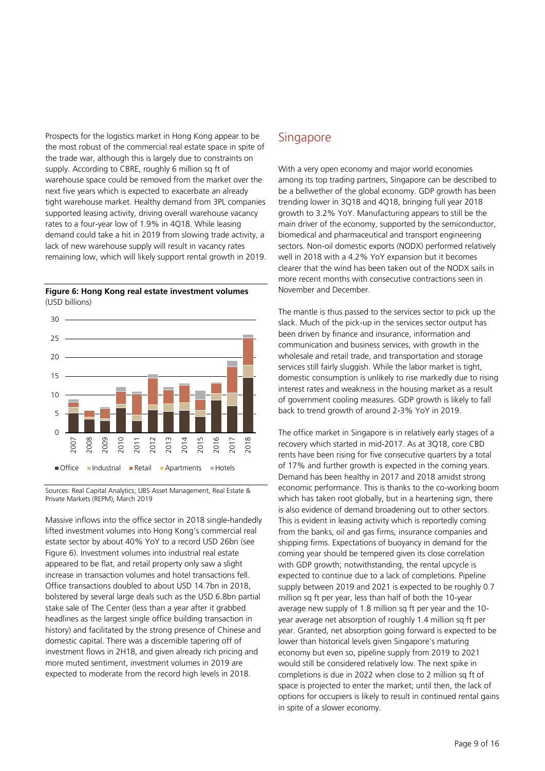Prospects for the logistics market in Hong Kong appear to be the most robust of the commercial real estate space in spite of the trade war, although this is largely due to constraints on supply. According to CBRE, roughly 6 million sq ft of warehouse space could be removed from the market over the next five years which is expected to exacerbate an already tight warehouse market. Healthy demand from 3PL companies supported leasing activity, driving overall warehouse vacancy rates to a four-year low of 1.9% in 4Q18. While leasing demand could take a hit in 2019 from slowing trade activity, a lack of new warehouse supply will result in vacancy rates remaining low, which will likely support rental growth in 2019.

**Figure 6: Hong Kong real estate investment volumes**
(USD billions)

Sources: Real Capital Analytics; UBS Asset Management, Real Estate & Private Markets (REPM), March 2019

Massive inflows into the office sector in 2018 single-handedly lifted investment volumes into Hong Kong's commercial real estate sector by about 40% YoY to a record USD 26bn (see Figure 6). Investment volumes into industrial real estate appeared to be flat, and retail property only saw a slight increase in transaction volumes and hotel transactions fell. Office transactions doubled to about USD 14.7bn in 2018, bolstered by several large deals such as the USD 6.8bn partial stake sale of The Center (less than a year after it grabbed headlines as the largest single office building transaction in history) and facilitated by the strong presence of Chinese and domestic capital. There was a discernible tapering off of investment flows in 2H18, and given already rich pricing and more muted sentiment, investment volumes in 2019 are expected to moderate from the record high levels in 2018.

## Singapore

With a very open economy and major world economies among its top trading partners, Singapore can be described to be a bellwether of the global economy. GDP growth has been trending lower in 3Q18 and 4Q18, bringing full year 2018 growth to 3.2% YoY. Manufacturing appears to still be the main driver of the economy, supported by the semiconductor, biomedical and pharmaceutical and transport engineering sectors. Non-oil domestic exports (NODX) performed relatively well in 2018 with a 4.2% YoY expansion but it becomes clearer that the wind has been taken out of the NODX sails in more recent months with consecutive contractions seen in November and December.

The mantle is thus passed to the services sector to pick up the slack. Much of the pick-up in the services sector output has been driven by finance and insurance, information and communication and business services, with growth in the wholesale and retail trade, and transportation and storage services still fairly sluggish. While the labor market is tight, domestic consumption is unlikely to rise markedly due to rising interest rates and weakness in the housing market as a result of government cooling measures. GDP growth is likely to fall back to trend growth of around 2-3% YoY in 2019.

The office market in Singapore is in relatively early stages of a recovery which started in mid-2017. As at 3Q18, core CBD rents have been rising for five consecutive quarters by a total of 17% and further growth is expected in the coming years. Demand has been healthy in 2017 and 2018 amidst strong economic performance. This is thanks to the co-working boom which has taken root globally, but in a heartening sign, there is also evidence of demand broadening out to other sectors. This is evident in leasing activity which is reportedly coming from the banks, oil and gas firms, insurance companies and shipping firms. Expectations of buoyancy in demand for the coming year should be tempered given its close correlation with GDP growth; notwithstanding, the rental upcycle is expected to continue due to a lack of completions. Pipeline supply between 2019 and 2021 is expected to be roughly 0.7 million sq ft per year, less than half of both the 10-year average new supply of 1.8 million sq ft per year and the 10-year average net absorption of roughly 1.4 million sq ft per year. Granted, net absorption going forward is expected to be lower than historical levels given Singapore's maturing economy but even so, pipeline supply from 2019 to 2021 would still be considered relatively low. The next spike in completions is due in 2022 when close to 2 million sq ft of space is projected to enter the market; until then, the lack of options for occupiers is likely to result in continued rental gains in spite of a slower economy.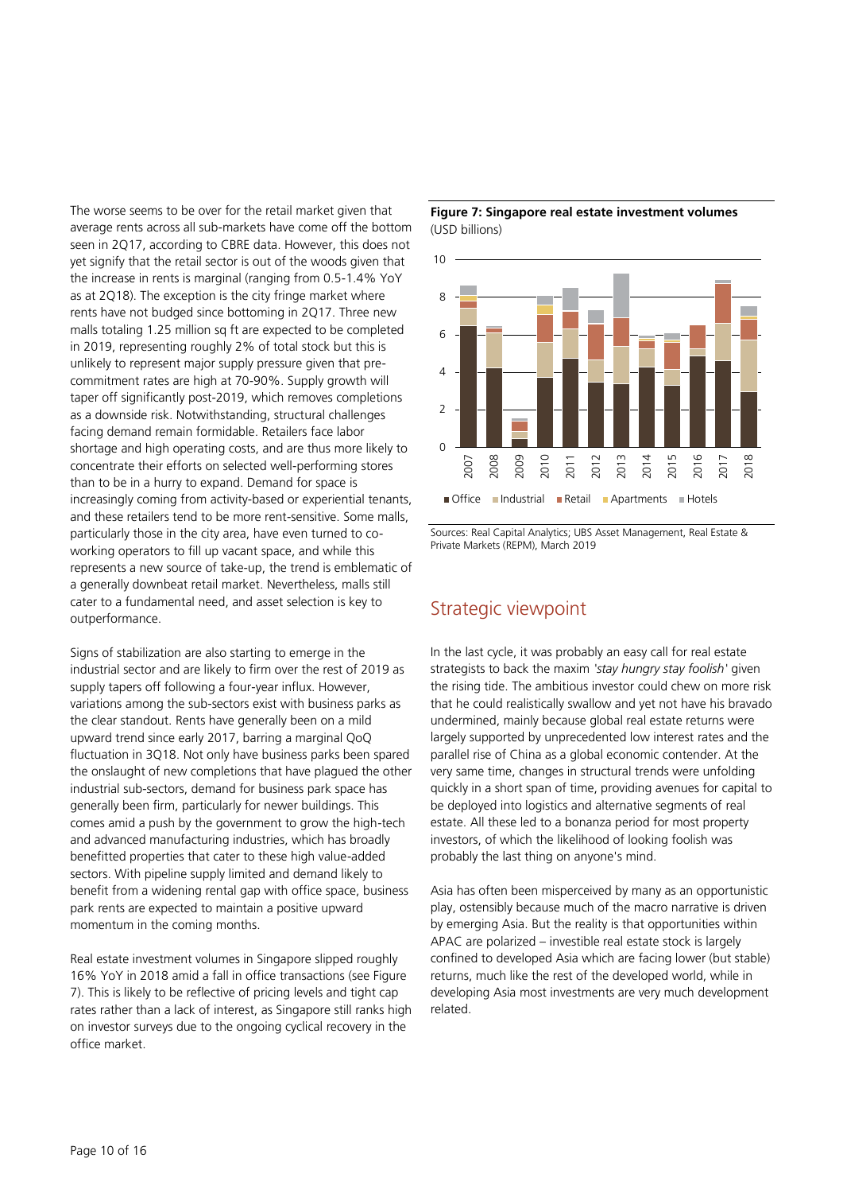The worse seems to be over for the retail market given that average rents across all sub-markets have come off the bottom seen in 2Q17, according to CBRE data. However, this does not yet signify that the retail sector is out of the woods given that the increase in rents is marginal (ranging from 0.5-1.4% YoY as at 2Q18). The exception is the city fringe market where rents have not budged since bottoming in 2Q17. Three new malls totaling 1.25 million sq ft are expected to be completed in 2019, representing roughly 2% of total stock but this is unlikely to represent major supply pressure given that pre-commitment rates are high at 70-90%. Supply growth will taper off significantly post-2019, which removes completions as a downside risk. Notwithstanding, structural challenges facing demand remain formidable. Retailers face labor shortage and high operating costs, and are thus more likely to concentrate their efforts on selected well-performing stores than to be in a hurry to expand. Demand for space is increasingly coming from activity-based or experiential tenants, and these retailers tend to be more rent-sensitive. Some malls, particularly those in the city area, have even turned to co-working operators to fill up vacant space, and while this represents a new source of take-up, the trend is emblematic of a generally downbeat retail market. Nevertheless, malls still cater to a fundamental need, and asset selection is key to outperformance.

Signs of stabilization are also starting to emerge in the industrial sector and are likely to firm over the rest of 2019 as supply tapers off following a four-year influx. However, variations among the sub-sectors exist with business parks as the clear standout. Rents have generally been on a mild upward trend since early 2017, barring a marginal QoQ fluctuation in 3Q18. Not only have business parks been spared the onslaught of new completions that have plagued the other industrial sub-sectors, demand for business park space has generally been firm, particularly for newer buildings. This comes amid a push by the government to grow the high-tech and advanced manufacturing industries, which has broadly benefitted properties that cater to these high value-added sectors. With pipeline supply limited and demand likely to benefit from a widening rental gap with office space, business park rents are expected to maintain a positive upward momentum in the coming months.

Real estate investment volumes in Singapore slipped roughly 16% YoY in 2018 amid a fall in office transactions (see Figure 7). This is likely to be reflective of pricing levels and tight cap rates rather than a lack of interest, as Singapore still ranks high on investor surveys due to the ongoing cyclical recovery in the office market.

**Figure 7: Singapore real estate investment volumes**
(USD billions)

Sources: Real Capital Analytics; UBS Asset Management, Real Estate & Private Markets (REPM), March 2019

## Strategic viewpoint

In the last cycle, it was probably an easy call for real estate strategists to back the maxim *'stay hungry stay foolish'* given the rising tide. The ambitious investor could chew on more risk that he could realistically swallow and yet not have his bravado undermined, mainly because global real estate returns were largely supported by unprecedented low interest rates and the parallel rise of China as a global economic contender. At the very same time, changes in structural trends were unfolding quickly in a short span of time, providing avenues for capital to be deployed into logistics and alternative segments of real estate. All these led to a bonanza period for most property investors, of which the likelihood of looking foolish was probably the last thing on anyone's mind.

Asia has often been misperceived by many as an opportunistic play, ostensibly because much of the macro narrative is driven by emerging Asia. But the reality is that opportunities within APAC are polarized – investible real estate stock is largely confined to developed Asia which are facing lower (but stable) returns, much like the rest of the developed world, while in developing Asia most investments are very much development related.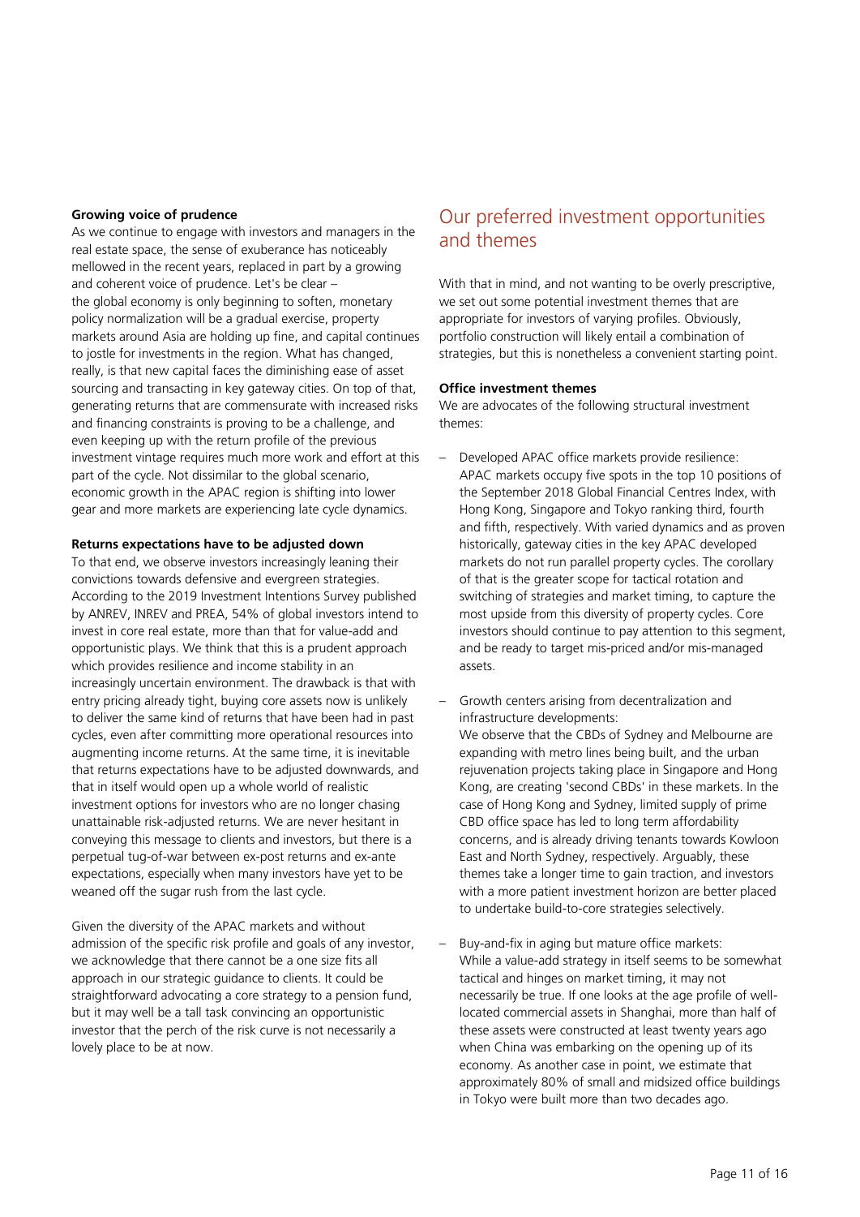**Growing voice of prudence**

As we continue to engage with investors and managers in the real estate space, the sense of exuberance has noticeably mellowed in the recent years, replaced in part by a growing and coherent voice of prudence. Let's be clear – the global economy is only beginning to soften, monetary policy normalization will be a gradual exercise, property markets around Asia are holding up fine, and capital continues to jostle for investments in the region. What has changed, really, is that new capital faces the diminishing ease of asset sourcing and transacting in key gateway cities. On top of that, generating returns that are commensurate with increased risks and financing constraints is proving to be a challenge, and even keeping up with the return profile of the previous investment vintage requires much more work and effort at this part of the cycle. Not dissimilar to the global scenario, economic growth in the APAC region is shifting into lower gear and more markets are experiencing late cycle dynamics.

**Returns expectations have to be adjusted down**

To that end, we observe investors increasingly leaning their convictions towards defensive and evergreen strategies. According to the 2019 Investment Intentions Survey published by ANREV, INREV and PREA, 54% of global investors intend to invest in core real estate, more than that for value-add and opportunistic plays. We think that this is a prudent approach which provides resilience and income stability in an increasingly uncertain environment. The drawback is that with entry pricing already tight, buying core assets now is unlikely to deliver the same kind of returns that have been had in past cycles, even after committing more operational resources into augmenting income returns. At the same time, it is inevitable that returns expectations have to be adjusted downwards, and that in itself would open up a whole world of realistic investment options for investors who are no longer chasing unattainable risk-adjusted returns. We are never hesitant in conveying this message to clients and investors, but there is a perpetual tug-of-war between ex-post returns and ex-ante expectations, especially when many investors have yet to be weaned off the sugar rush from the last cycle.

Given the diversity of the APAC markets and without admission of the specific risk profile and goals of any investor, we acknowledge that there cannot be a one size fits all approach in our strategic guidance to clients. It could be straightforward advocating a core strategy to a pension fund, but it may well be a tall task convincing an opportunistic investor that the perch of the risk curve is not necessarily a lovely place to be at now.

## Our preferred investment opportunities and themes

With that in mind, and not wanting to be overly prescriptive, we set out some potential investment themes that are appropriate for investors of varying profiles. Obviously, portfolio construction will likely entail a combination of strategies, but this is nonetheless a convenient starting point.

**Office investment themes**

We are advocates of the following structural investment themes:

- Developed APAC office markets provide resilience: APAC markets occupy five spots in the top 10 positions of the September 2018 Global Financial Centres Index, with Hong Kong, Singapore and Tokyo ranking third, fourth and fifth, respectively. With varied dynamics and as proven historically, gateway cities in the key APAC developed markets do not run parallel property cycles. The corollary of that is the greater scope for tactical rotation and switching of strategies and market timing, to capture the most upside from this diversity of property cycles. Core investors should continue to pay attention to this segment, and be ready to target mis-priced and/or mis-managed assets.

- Growth centers arising from decentralization and infrastructure developments:
  We observe that the CBDs of Sydney and Melbourne are expanding with metro lines being built, and the urban rejuvenation projects taking place in Singapore and Hong Kong, are creating 'second CBDs' in these markets. In the case of Hong Kong and Sydney, limited supply of prime CBD office space has led to long term affordability concerns, and is already driving tenants towards Kowloon East and North Sydney, respectively. Arguably, these themes take a longer time to gain traction, and investors with a more patient investment horizon are better placed to undertake build-to-core strategies selectively.

- Buy-and-fix in aging but mature office markets:
  While a value-add strategy in itself seems to be somewhat tactical and hinges on market timing, it may not necessarily be true. If one looks at the age profile of well-located commercial assets in Shanghai, more than half of these assets were constructed at least twenty years ago when China was embarking on the opening up of its economy. As another case in point, we estimate that approximately 80% of small and midsized office buildings in Tokyo were built more than two decades ago.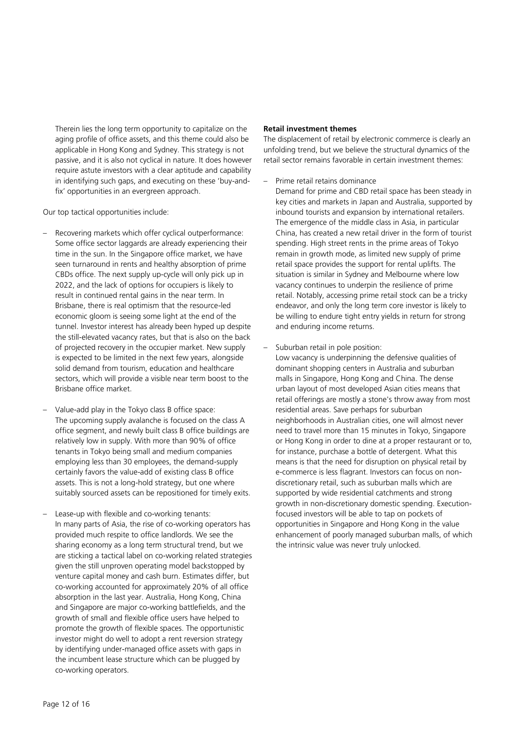Therein lies the long term opportunity to capitalize on the aging profile of office assets, and this theme could also be applicable in Hong Kong and Sydney. This strategy is not passive, and it is also not cyclical in nature. It does however require astute investors with a clear aptitude and capability in identifying such gaps, and executing on these 'buy-and-fix' opportunities in an evergreen approach.

Our top tactical opportunities include:

- Recovering markets which offer cyclical outperformance: Some office sector laggards are already experiencing their time in the sun. In the Singapore office market, we have seen turnaround in rents and healthy absorption of prime CBDs office. The next supply up-cycle will only pick up in 2022, and the lack of options for occupiers is likely to result in continued rental gains in the near term. In Brisbane, there is real optimism that the resource-led economic gloom is seeing some light at the end of the tunnel. Investor interest has already been hyped up despite the still-elevated vacancy rates, but that is also on the back of projected recovery in the occupier market. New supply is expected to be limited in the next few years, alongside solid demand from tourism, education and healthcare sectors, which will provide a visible near term boost to the Brisbane office market.
- Value-add play in the Tokyo class B office space: The upcoming supply avalanche is focused on the class A office segment, and newly built class B office buildings are relatively low in supply. With more than 90% of office tenants in Tokyo being small and medium companies employing less than 30 employees, the demand-supply certainly favors the value-add of existing class B office assets. This is not a long-hold strategy, but one where suitably sourced assets can be repositioned for timely exits.
- Lease-up with flexible and co-working tenants: In many parts of Asia, the rise of co-working operators has provided much respite to office landlords. We see the sharing economy as a long term structural trend, but we are sticking a tactical label on co-working related strategies given the still unproven operating model backstopped by venture capital money and cash burn. Estimates differ, but co-working accounted for approximately 20% of all office absorption in the last year. Australia, Hong Kong, China and Singapore are major co-working battlefields, and the growth of small and flexible office users have helped to promote the growth of flexible spaces. The opportunistic investor might do well to adopt a rent reversion strategy by identifying under-managed office assets with gaps in the incumbent lease structure which can be plugged by co-working operators.

**Retail investment themes**

The displacement of retail by electronic commerce is clearly an unfolding trend, but we believe the structural dynamics of the retail sector remains favorable in certain investment themes:

- Prime retail retains dominance
  Demand for prime and CBD retail space has been steady in key cities and markets in Japan and Australia, supported by inbound tourists and expansion by international retailers. The emergence of the middle class in Asia, in particular China, has created a new retail driver in the form of tourist spending. High street rents in the prime areas of Tokyo remain in growth mode, as limited new supply of prime retail space provides the support for rental uplifts. The situation is similar in Sydney and Melbourne where low vacancy continues to underpin the resilience of prime retail. Notably, accessing prime retail stock can be a tricky endeavor, and only the long term core investor is likely to be willing to endure tight entry yields in return for strong and enduring income returns.
- Suburban retail in pole position:
  Low vacancy is underpinning the defensive qualities of dominant shopping centers in Australia and suburban malls in Singapore, Hong Kong and China. The dense urban layout of most developed Asian cities means that retail offerings are mostly a stone's throw away from most residential areas. Save perhaps for suburban neighborhoods in Australian cities, one will almost never need to travel more than 15 minutes in Tokyo, Singapore or Hong Kong in order to dine at a proper restaurant or to, for instance, purchase a bottle of detergent. What this means is that the need for disruption on physical retail by e-commerce is less flagrant. Investors can focus on non-discretionary retail, such as suburban malls which are supported by wide residential catchments and strong growth in non-discretionary domestic spending. Execution-focused investors will be able to tap on pockets of opportunities in Singapore and Hong Kong in the value enhancement of poorly managed suburban malls, of which the intrinsic value was never truly unlocked.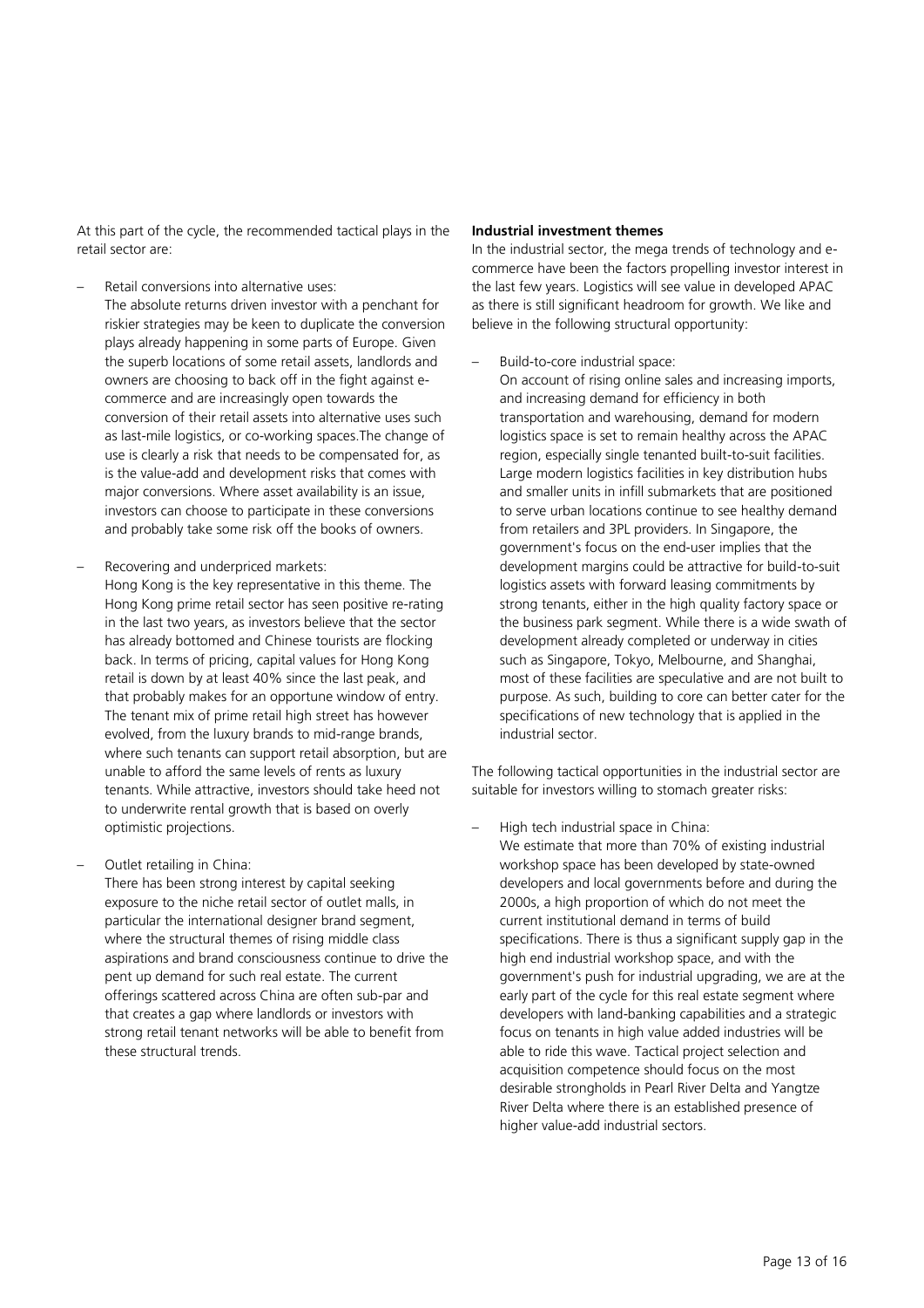At this part of the cycle, the recommended tactical plays in the retail sector are:

- Retail conversions into alternative uses:
  The absolute returns driven investor with a penchant for riskier strategies may be keen to duplicate the conversion plays already happening in some parts of Europe. Given the superb locations of some retail assets, landlords and owners are choosing to back off in the fight against e-commerce and are increasingly open towards the conversion of their retail assets into alternative uses such as last-mile logistics, or co-working spaces.The change of use is clearly a risk that needs to be compensated for, as is the value-add and development risks that comes with major conversions. Where asset availability is an issue, investors can choose to participate in these conversions and probably take some risk off the books of owners.

- Recovering and underpriced markets:
  Hong Kong is the key representative in this theme. The Hong Kong prime retail sector has seen positive re-rating in the last two years, as investors believe that the sector has already bottomed and Chinese tourists are flocking back. In terms of pricing, capital values for Hong Kong retail is down by at least 40% since the last peak, and that probably makes for an opportune window of entry. The tenant mix of prime retail high street has however evolved, from the luxury brands to mid-range brands, where such tenants can support retail absorption, but are unable to afford the same levels of rents as luxury tenants. While attractive, investors should take heed not to underwrite rental growth that is based on overly optimistic projections.

- Outlet retailing in China:
  There has been strong interest by capital seeking exposure to the niche retail sector of outlet malls, in particular the international designer brand segment, where the structural themes of rising middle class aspirations and brand consciousness continue to drive the pent up demand for such real estate. The current offerings scattered across China are often sub-par and that creates a gap where landlords or investors with strong retail tenant networks will be able to benefit from these structural trends.

**Industrial investment themes**

In the industrial sector, the mega trends of technology and e-commerce have been the factors propelling investor interest in the last few years. Logistics will see value in developed APAC as there is still significant headroom for growth. We like and believe in the following structural opportunity:

- Build-to-core industrial space:
  On account of rising online sales and increasing imports, and increasing demand for efficiency in both transportation and warehousing, demand for modern logistics space is set to remain healthy across the APAC region, especially single tenanted built-to-suit facilities. Large modern logistics facilities in key distribution hubs and smaller units in infill submarkets that are positioned to serve urban locations continue to see healthy demand from retailers and 3PL providers. In Singapore, the government's focus on the end-user implies that the development margins could be attractive for build-to-suit logistics assets with forward leasing commitments by strong tenants, either in the high quality factory space or the business park segment. While there is a wide swath of development already completed or underway in cities such as Singapore, Tokyo, Melbourne, and Shanghai, most of these facilities are speculative and are not built to purpose. As such, building to core can better cater for the specifications of new technology that is applied in the industrial sector.

The following tactical opportunities in the industrial sector are suitable for investors willing to stomach greater risks:

- High tech industrial space in China:
  We estimate that more than 70% of existing industrial workshop space has been developed by state-owned developers and local governments before and during the 2000s, a high proportion of which do not meet the current institutional demand in terms of build specifications. There is thus a significant supply gap in the high end industrial workshop space, and with the government's push for industrial upgrading, we are at the early part of the cycle for this real estate segment where developers with land-banking capabilities and a strategic focus on tenants in high value added industries will be able to ride this wave. Tactical project selection and acquisition competence should focus on the most desirable strongholds in Pearl River Delta and Yangtze River Delta where there is an established presence of higher value-add industrial sectors.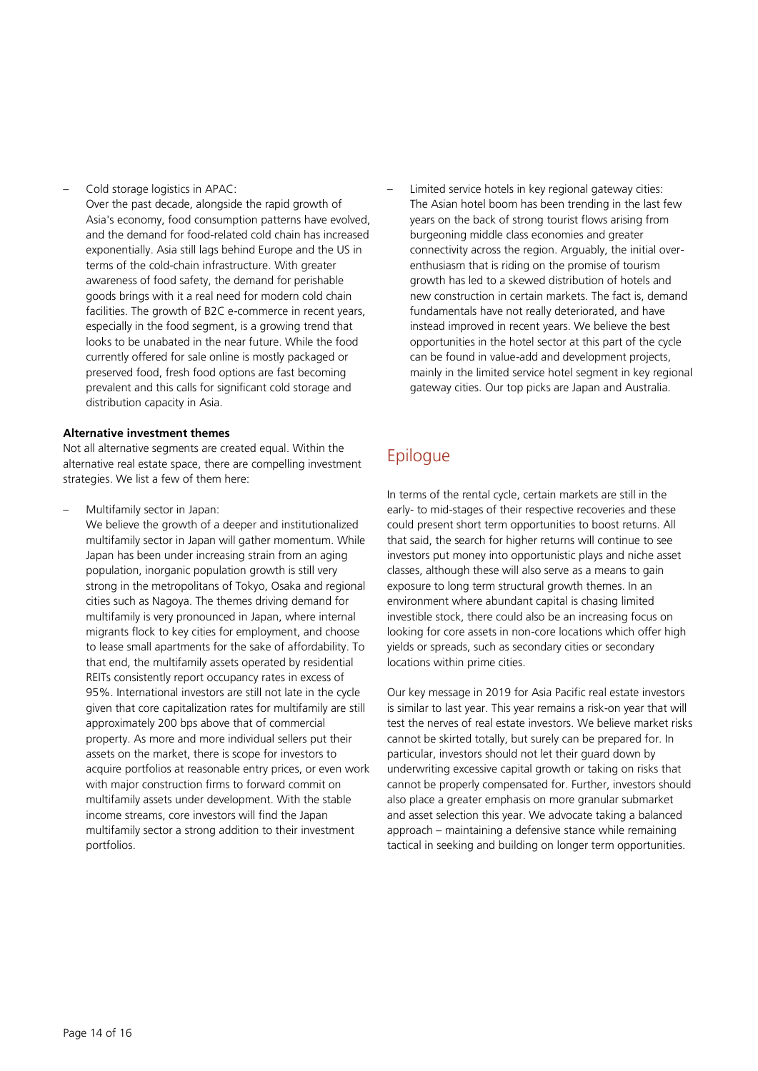- Cold storage logistics in APAC:
  Over the past decade, alongside the rapid growth of Asia's economy, food consumption patterns have evolved, and the demand for food-related cold chain has increased exponentially. Asia still lags behind Europe and the US in terms of the cold-chain infrastructure. With greater awareness of food safety, the demand for perishable goods brings with it a real need for modern cold chain facilities. The growth of B2C e-commerce in recent years, especially in the food segment, is a growing trend that looks to be unabated in the near future. While the food currently offered for sale online is mostly packaged or preserved food, fresh food options are fast becoming prevalent and this calls for significant cold storage and distribution capacity in Asia.

**Alternative investment themes**

Not all alternative segments are created equal. Within the alternative real estate space, there are compelling investment strategies. We list a few of them here:

- Multifamily sector in Japan:
  We believe the growth of a deeper and institutionalized multifamily sector in Japan will gather momentum. While Japan has been under increasing strain from an aging population, inorganic population growth is still very strong in the metropolitans of Tokyo, Osaka and regional cities such as Nagoya. The themes driving demand for multifamily is very pronounced in Japan, where internal migrants flock to key cities for employment, and choose to lease small apartments for the sake of affordability. To that end, the multifamily assets operated by residential REITs consistently report occupancy rates in excess of 95%. International investors are still not late in the cycle given that core capitalization rates for multifamily are still approximately 200 bps above that of commercial property. As more and more individual sellers put their assets on the market, there is scope for investors to acquire portfolios at reasonable entry prices, or even work with major construction firms to forward commit on multifamily assets under development. With the stable income streams, core investors will find the Japan multifamily sector a strong addition to their investment portfolios.

- Limited service hotels in key regional gateway cities:
  The Asian hotel boom has been trending in the last few years on the back of strong tourist flows arising from burgeoning middle class economies and greater connectivity across the region. Arguably, the initial over-enthusiasm that is riding on the promise of tourism growth has led to a skewed distribution of hotels and new construction in certain markets. The fact is, demand fundamentals have not really deteriorated, and have instead improved in recent years. We believe the best opportunities in the hotel sector at this part of the cycle can be found in value-add and development projects, mainly in the limited service hotel segment in key regional gateway cities. Our top picks are Japan and Australia.

## Epilogue

In terms of the rental cycle, certain markets are still in the early- to mid-stages of their respective recoveries and these could present short term opportunities to boost returns. All that said, the search for higher returns will continue to see investors put money into opportunistic plays and niche asset classes, although these will also serve as a means to gain exposure to long term structural growth themes. In an environment where abundant capital is chasing limited investible stock, there could also be an increasing focus on looking for core assets in non-core locations which offer high yields or spreads, such as secondary cities or secondary locations within prime cities.

Our key message in 2019 for Asia Pacific real estate investors is similar to last year. This year remains a risk-on year that will test the nerves of real estate investors. We believe market risks cannot be skirted totally, but surely can be prepared for. In particular, investors should not let their guard down by underwriting excessive capital growth or taking on risks that cannot be properly compensated for. Further, investors should also place a greater emphasis on more granular submarket and asset selection this year. We advocate taking a balanced approach – maintaining a defensive stance while remaining tactical in seeking and building on longer term opportunities.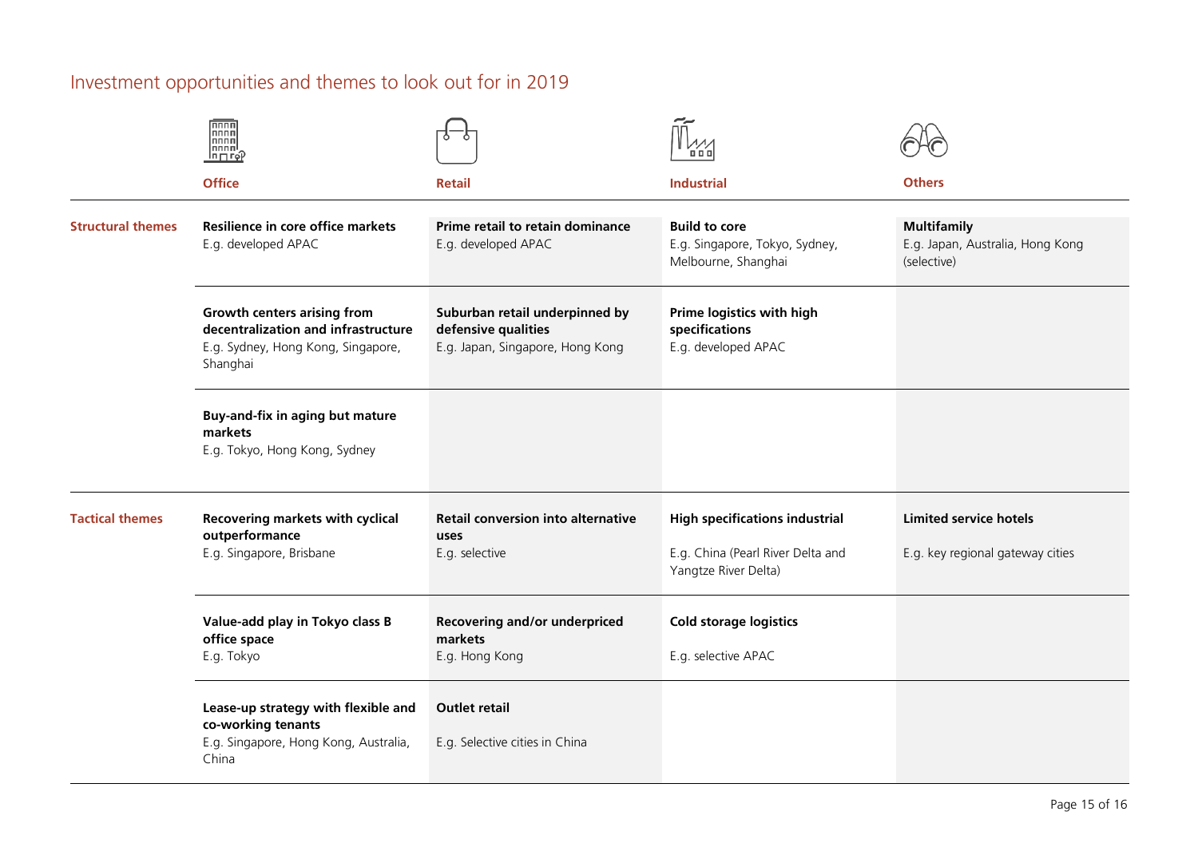## Investment opportunities and themes to look out for in 2019

| | Office | Retail | Industrial | Others |
|---|---|---|---|---|
| **Structural themes** | **Resilience in core office markets**<br>E.g. developed APAC | **Prime retail to retain dominance**<br>E.g. developed APAC | **Build to core**<br>E.g. Singapore, Tokyo, Sydney, Melbourne, Shanghai | **Multifamily**<br>E.g. Japan, Australia, Hong Kong (selective) |
| | **Growth centers arising from decentralization and infrastructure**<br>E.g. Sydney, Hong Kong, Singapore, Shanghai | **Suburban retail underpinned by defensive qualities**<br>E.g. Japan, Singapore, Hong Kong | **Prime logistics with high specifications**<br>E.g. developed APAC | |
| | **Buy-and-fix in aging but mature markets**<br>E.g. Tokyo, Hong Kong, Sydney | | | |
| **Tactical themes** | **Recovering markets with cyclical outperformance**<br>E.g. Singapore, Brisbane | **Retail conversion into alternative uses**<br>E.g. selective | **High specifications industrial**<br>E.g. China (Pearl River Delta and Yangtze River Delta) | **Limited service hotels**<br>E.g. key regional gateway cities |
| | **Value-add play in Tokyo class B office space**<br>E.g. Tokyo | **Recovering and/or underpriced markets**<br>E.g. Hong Kong | **Cold storage logistics**<br>E.g. selective APAC | |
| | **Lease-up strategy with flexible and co-working tenants**<br>E.g. Singapore, Hong Kong, Australia, China | **Outlet retail**<br>E.g. Selective cities in China | | |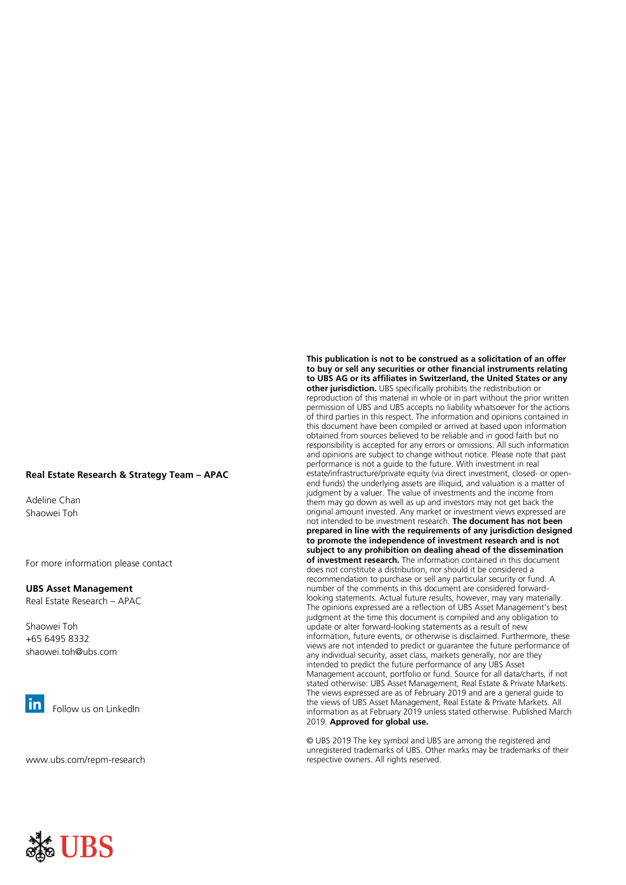**Real Estate Research & Strategy Team – APAC**

Adeline Chan
Shaowei Toh

For more information please contact

**UBS Asset Management**
Real Estate Research – APAC

Shaowei Toh
+65 6495 8332
shaowei.toh@ubs.com

Follow us on LinkedIn

www.ubs.com/repm-research

**This publication is not to be construed as a solicitation of an offer to buy or sell any securities or other financial instruments relating to UBS AG or its affiliates in Switzerland, the United States or any other jurisdiction.** UBS specifically prohibits the redistribution or reproduction of this material in whole or in part without the prior written permission of UBS and UBS accepts no liability whatsoever for the actions of third parties in this respect. The information and opinions contained in this document have been compiled or arrived at based upon information obtained from sources believed to be reliable and in good faith but no responsibility is accepted for any errors or omissions. All such information and opinions are subject to change without notice. Please note that past performance is not a guide to the future. With investment in real estate/infrastructure/private equity (via direct investment, closed- or open-end funds) the underlying assets are illiquid, and valuation is a matter of judgment by a valuer. The value of investments and the income from them may go down as well as up and investors may not get back the original amount invested. Any market or investment views expressed are not intended to be investment research. **The document has not been prepared in line with the requirements of any jurisdiction designed to promote the independence of investment research and is not subject to any prohibition on dealing ahead of the dissemination of investment research.** The information contained in this document does not constitute a distribution, nor should it be considered a recommendation to purchase or sell any particular security or fund. A number of the comments in this document are considered forward-looking statements. Actual future results, however, may vary materially. The opinions expressed are a reflection of UBS Asset Management's best judgment at the time this document is compiled and any obligation to update or alter forward-looking statements as a result of new information, future events, or otherwise is disclaimed. Furthermore, these views are not intended to predict or guarantee the future performance of any individual security, asset class, markets generally, nor are they intended to predict the future performance of any UBS Asset Management account, portfolio or fund. Source for all data/charts, if not stated otherwise: UBS Asset Management, Real Estate & Private Markets. The views expressed are as of February 2019 and are a general guide to the views of UBS Asset Management, Real Estate & Private Markets. All information as at February 2019 unless stated otherwise. Published March 2019. **Approved for global use.**

© UBS 2019 The key symbol and UBS are among the registered and unregistered trademarks of UBS. Other marks may be trademarks of their respective owners. All rights reserved.

UBS